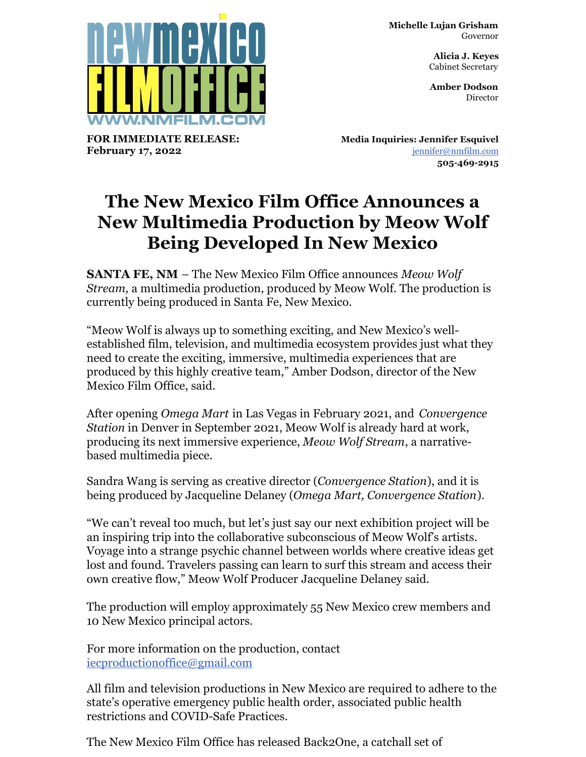**newmexico FILMOFFICE**
**WWW.NMFILM.COM**

**Michelle Lujan Grisham**
Governor

**Alicia J. Keyes**
Cabinet Secretary

**Amber Dodson**
Director

**FOR IMMEDIATE RELEASE:**
**February 17, 2022**

**Media Inquiries: Jennifer Esquivel**
jennifer@nmfilm.com
**505-469-2915**

# The New Mexico Film Office Announces a New Multimedia Production by Meow Wolf Being Developed In New Mexico

**SANTA FE, NM** – The New Mexico Film Office announces *Meow Wolf Stream,* a multimedia production, produced by Meow Wolf. The production is currently being produced in Santa Fe, New Mexico.

"Meow Wolf is always up to something exciting, and New Mexico's well-established film, television, and multimedia ecosystem provides just what they need to create the exciting, immersive, multimedia experiences that are produced by this highly creative team," Amber Dodson, director of the New Mexico Film Office, said.

After opening *Omega Mart* in Las Vegas in February 2021, and *Convergence Station* in Denver in September 2021, Meow Wolf is already hard at work, producing its next immersive experience, *Meow Wolf Stream*, a narrative-based multimedia piece.

Sandra Wang is serving as creative director (*Convergence Station*), and it is being produced by Jacqueline Delaney (*Omega Mart, Convergence Station*).

"We can't reveal too much, but let's just say our next exhibition project will be an inspiring trip into the collaborative subconscious of Meow Wolf's artists. Voyage into a strange psychic channel between worlds where creative ideas get lost and found. Travelers passing can learn to surf this stream and access their own creative flow," Meow Wolf Producer Jacqueline Delaney said.

The production will employ approximately 55 New Mexico crew members and 10 New Mexico principal actors.

For more information on the production, contact iecproductionoffice@gmail.com

All film and television productions in New Mexico are required to adhere to the state's operative emergency public health order, associated public health restrictions and COVID-Safe Practices.

The New Mexico Film Office has released Back2One, a catchall set of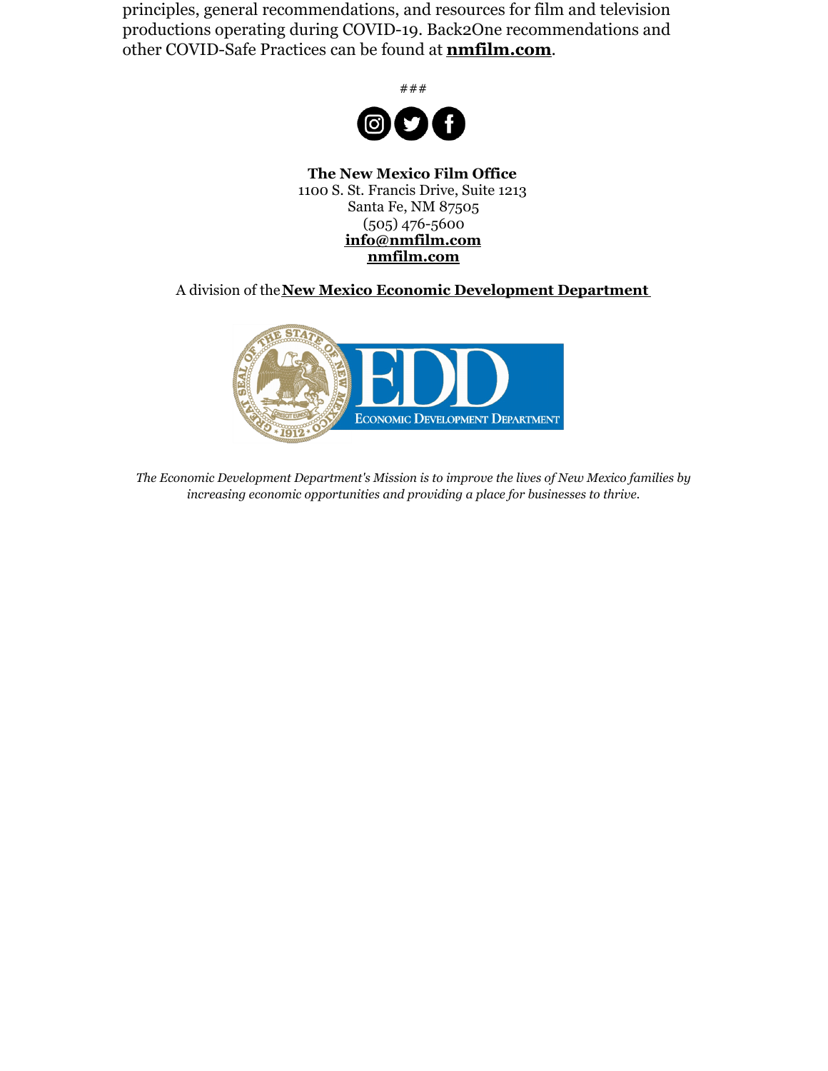principles, general recommendations, and resources for film and television productions operating during COVID-19. Back2One recommendations and other COVID-Safe Practices can be found at **nmfilm.com**.

###

**The New Mexico Film Office**
1100 S. St. Francis Drive, Suite 1213
Santa Fe, NM 87505
(505) 476-5600
**info@nmfilm.com**
**nmfilm.com**

A division of the **New Mexico Economic Development Department**

*The Economic Development Department's Mission is to improve the lives of New Mexico families by increasing economic opportunities and providing a place for businesses to thrive.*